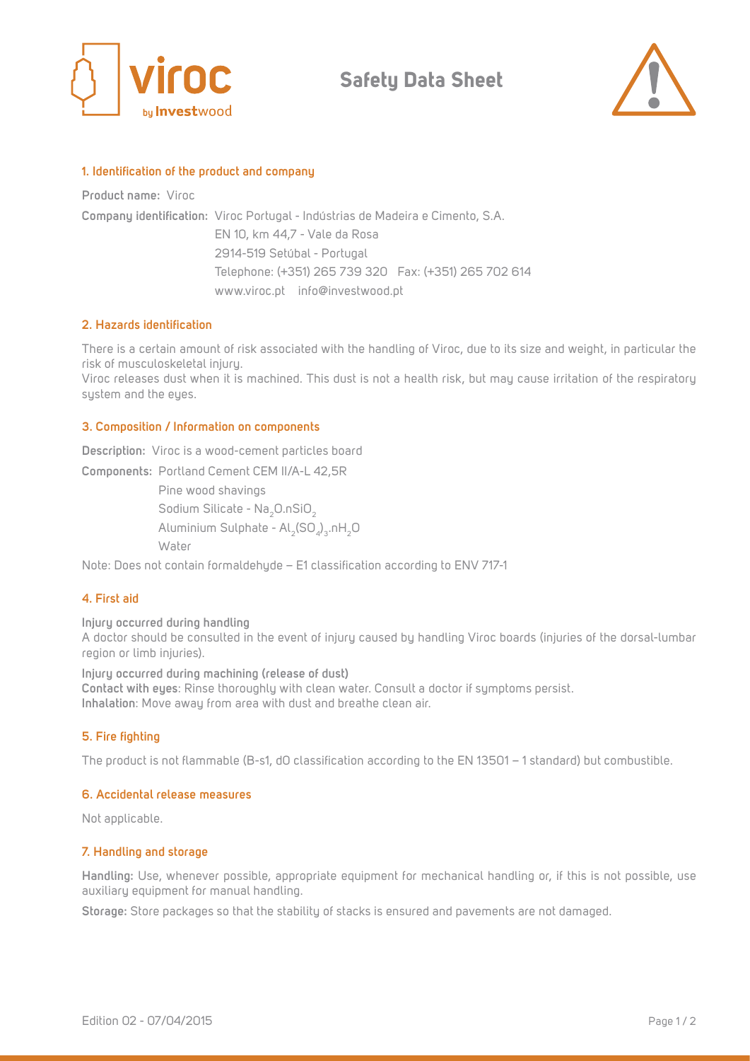# Safety Data Sheet

## 1. Identification of the product and company

**Product name:** Viroc

**Company identification:** Viroc Portugal - Indústrias de Madeira e Cimento, S.A.
EN 10, km 44,7 - Vale da Rosa
2914-519 Setúbal - Portugal
Telephone: (+351) 265 739 320 Fax: (+351) 265 702 614
www.viroc.pt info@investwood.pt

## 2. Hazards identification

There is a certain amount of risk associated with the handling of Viroc, due to its size and weight, in particular the risk of musculoskeletal injury.
Viroc releases dust when it is machined. This dust is not a health risk, but may cause irritation of the respiratory system and the eyes.

## 3. Composition / Information on components

**Description:** Viroc is a wood-cement particles board

**Components:** Portland Cement CEM II/A-L 42,5R
Pine wood shavings
Sodium Silicate - $Na_2O.nSiO_2$
Aluminium Sulphate - $Al_2(SO_4)_3.nH_2O$
Water

Note: Does not contain formaldehyde – E1 classification according to ENV 717-1

## 4. First aid

**Injury occurred during handling**
A doctor should be consulted in the event of injury caused by handling Viroc boards (injuries of the dorsal-lumbar region or limb injuries).

**Injury occurred during machining (release of dust)**
**Contact with eyes**: Rinse thoroughly with clean water. Consult a doctor if symptoms persist.
**Inhalation**: Move away from area with dust and breathe clean air.

## 5. Fire fighting

The product is not flammable (B-s1, d0 classification according to the EN 13501 – 1 standard) but combustible.

## 6. Accidental release measures

Not applicable.

## 7. Handling and storage

**Handling:** Use, whenever possible, appropriate equipment for mechanical handling or, if this is not possible, use auxiliary equipment for manual handling.

**Storage:** Store packages so that the stability of stacks is ensured and pavements are not damaged.

Edition 02 - 07/04/2015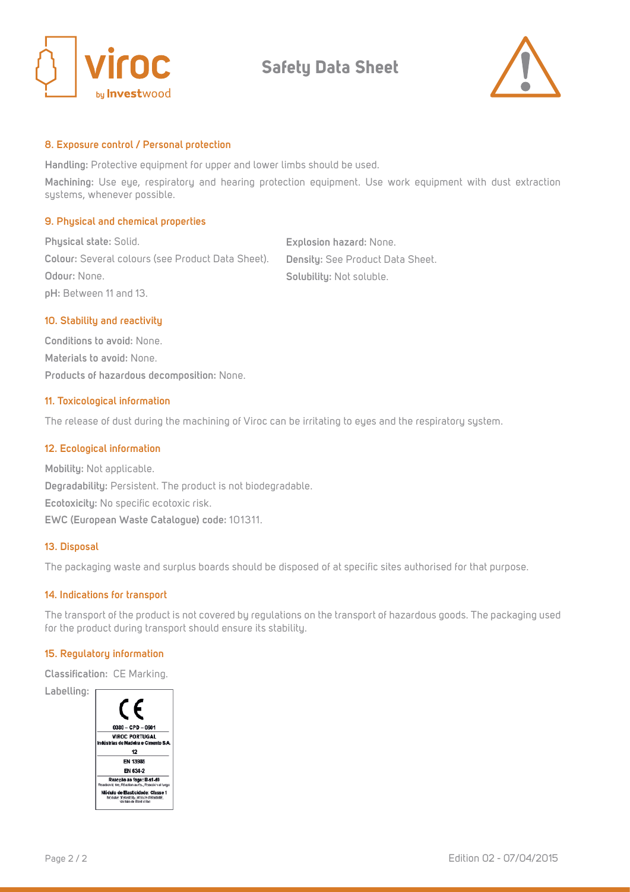# Safety Data Sheet

## 8. Exposure control / Personal protection

**Handling:** Protective equipment for upper and lower limbs should be used.

**Machining:** Use eye, respiratory and hearing protection equipment. Use work equipment with dust extraction systems, whenever possible.

## 9. Physical and chemical properties

**Physical state:** Solid.

**Colour:** Several colours (see Product Data Sheet).

**Odour:** None.

**pH:** Between 11 and 13.

**Explosion hazard:** None.

**Density:** See Product Data Sheet.

**Solubility:** Not soluble.

## 10. Stability and reactivity

**Conditions to avoid:** None.

**Materials to avoid:** None.

**Products of hazardous decomposition:** None.

## 11. Toxicological information

The release of dust during the machining of Viroc can be irritating to eyes and the respiratory system.

## 12. Ecological information

**Mobility:** Not applicable.

**Degradability:** Persistent. The product is not biodegradable.

**Ecotoxicity:** No specific ecotoxic risk.

**EWC (European Waste Catalogue) code:** 101311.

## 13. Disposal

The packaging waste and surplus boards should be disposed of at specific sites authorised for that purpose.

## 14. Indications for transport

The transport of the product is not covered by regulations on the transport of hazardous goods. The packaging used for the product during transport should ensure its stability.

## 15. Regulatory information

**Classification:** CE Marking.

**Labelling:**

CE

0380 – CPD – 0601

VIROC PORTUGAL
Indústrias de Madeira e Cimento S.A.

12

EN 13986

EN 634-2

Reacção ao fogo: B-s1-d0

Módulo de Elasticidade: Classe 1

Edition 02 - 07/04/2015